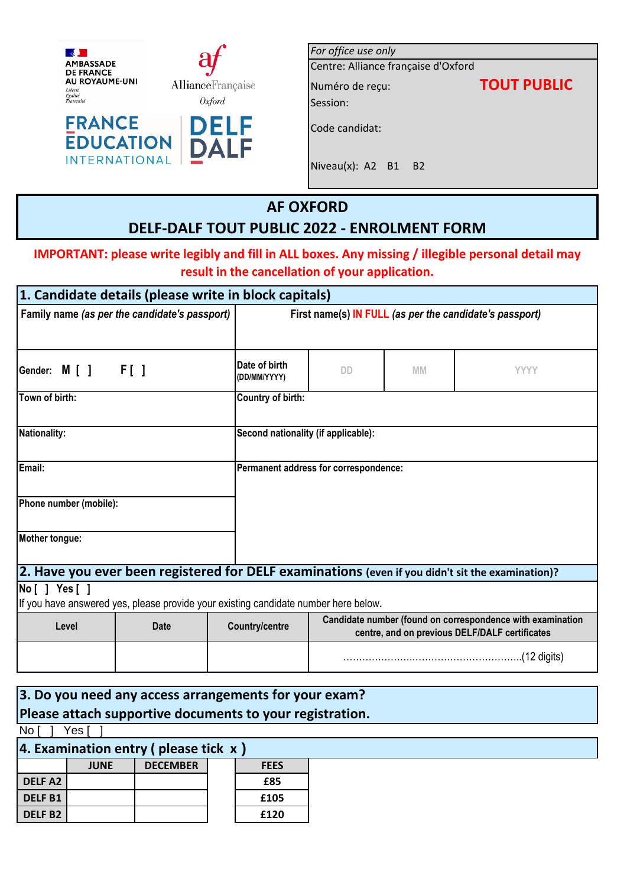AMBASSADE DE FRANCE AU ROYAUME-UNI

AllianceFrançaise Oxford

FRANCE EDUCATION INTERNATIONAL

DELF DALF

| *For office use only* | |
|---|---|
| Centre: Alliance française d'Oxford | |
| Numéro de reçu: | **TOUT PUBLIC** |
| Session: | |
| Code candidat: | |
| Niveau(x): A2 B1 B2 | |

# AF OXFORD
# DELF-DALF TOUT PUBLIC 2022 - ENROLMENT FORM

**IMPORTANT: please write legibly and fill in ALL boxes. Any missing / illegible personal detail may result in the cancellation of your application.**

## 1. Candidate details (please write in block capitals)

| **Family name** *(as per the candidate's passport)* | **First name(s) IN FULL** *(as per the candidate's passport)* | | | |
|---|---|---|---|---|
| | | | | |
| **Gender: M [ ] F [ ]** | **Date of birth** (DD/MM/YYYY) | DD | MM | YYYY |
| **Town of birth:** | **Country of birth:** | | | |
| **Nationality:** | **Second nationality (if applicable):** | | | |
| **Email:** | **Permanent address for correspondence:** | | | |
| **Phone number (mobile):** | | | | |
| **Mother tongue:** | | | | |

## 2. Have you ever been registered for DELF examinations (even if you didn't sit the examination)?

No [ ] Yes [ ]

If you have answered yes, please provide your existing candidate number here below.

| Level | Date | Country/centre | Candidate number (found on correspondence with examination centre, and on previous DELF/DALF certificates |
|---|---|---|---|
| | | | ...........................................................(12 digits) |

## 3. Do you need any access arrangements for your exam? Please attach supportive documents to your registration.

No [ ] Yes [ ]

## 4. Examination entry ( please tick x )

| | JUNE | DECEMBER | FEES |
|---|---|---|---|
| **DELF A2** | | | **£85** |
| **DELF B1** | | | **£105** |
| **DELF B2** | | | **£120** |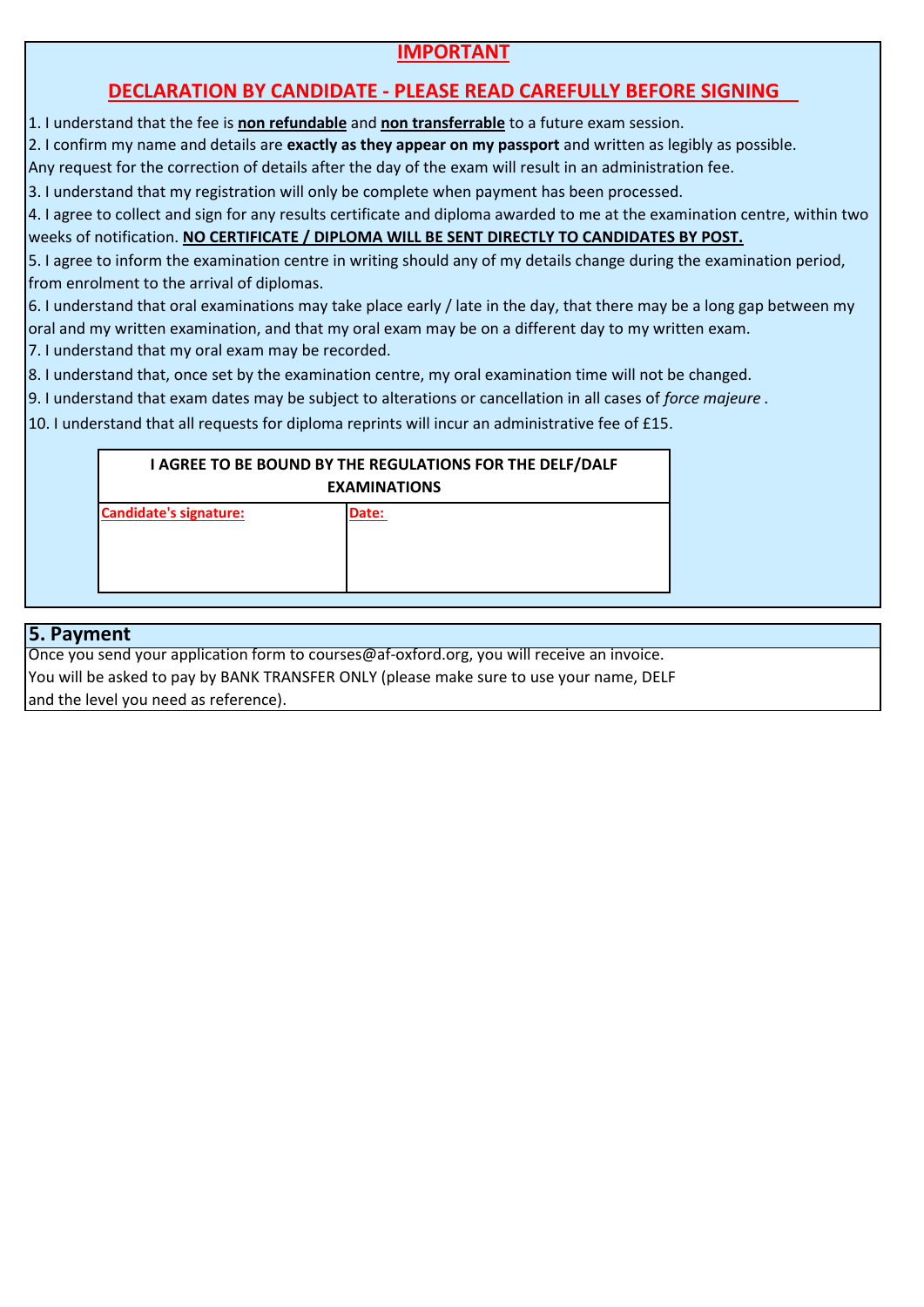## IMPORTANT

## DECLARATION BY CANDIDATE - PLEASE READ CAREFULLY BEFORE SIGNING

1. I understand that the fee is **non refundable** and **non transferrable** to a future exam session.
2. I confirm my name and details are **exactly as they appear on my passport** and written as legibly as possible.
Any request for the correction of details after the day of the exam will result in an administration fee.
3. I understand that my registration will only be complete when payment has been processed.
4. I agree to collect and sign for any results certificate and diploma awarded to me at the examination centre, within two weeks of notification. **NO CERTIFICATE / DIPLOMA WILL BE SENT DIRECTLY TO CANDIDATES BY POST.**
5. I agree to inform the examination centre in writing should any of my details change during the examination period, from enrolment to the arrival of diplomas.
6. I understand that oral examinations may take place early / late in the day, that there may be a long gap between my oral and my written examination, and that my oral exam may be on a different day to my written exam.
7. I understand that my oral exam may be recorded.
8. I understand that, once set by the examination centre, my oral examination time will not be changed.
9. I understand that exam dates may be subject to alterations or cancellation in all cases of *force majeure* .
10. I understand that all requests for diploma reprints will incur an administrative fee of £15.

| I AGREE TO BE BOUND BY THE REGULATIONS FOR THE DELF/DALF EXAMINATIONS | |
|---|---|
| **Candidate's signature:** | **Date:** |

## 5. Payment

Once you send your application form to courses@af-oxford.org, you will receive an invoice.
You will be asked to pay by BANK TRANSFER ONLY (please make sure to use your name, DELF and the level you need as reference).